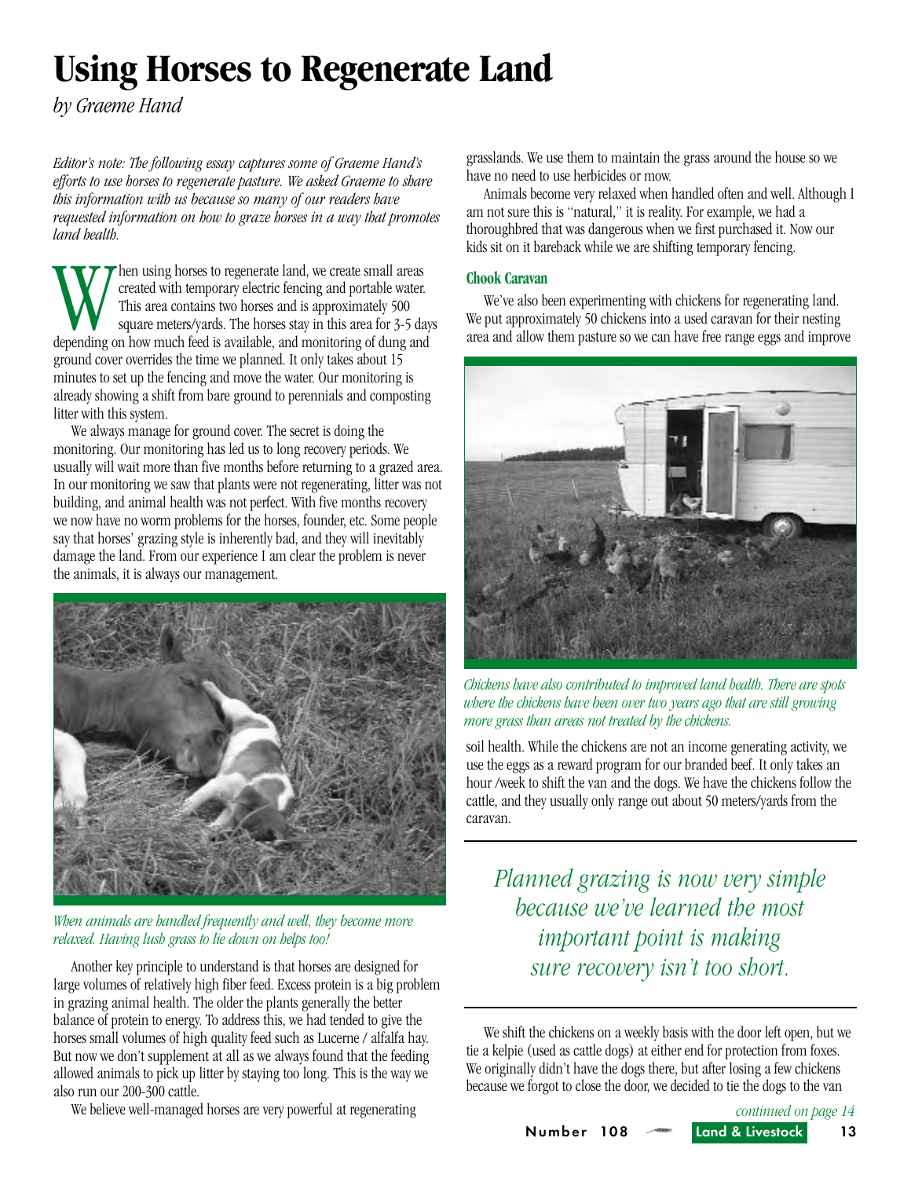# Using Horses to Regenerate Land

*by Graeme Hand*

*Editor's note: The following essay captures some of Graeme Hand's efforts to use horses to regenerate pasture. We asked Graeme to share this information with us because so many of our readers have requested information on how to graze horses in a way that promotes land health.*

When using horses to regenerate land, we create small areas created with temporary electric fencing and portable water. This area contains two horses and is approximately 500 square meters/yards. The horses stay in this area for 3-5 days depending on how much feed is available, and monitoring of dung and ground cover overrides the time we planned. It only takes about 15 minutes to set up the fencing and move the water. Our monitoring is already showing a shift from bare ground to perennials and composting litter with this system.

We always manage for ground cover. The secret is doing the monitoring. Our monitoring has led us to long recovery periods. We usually will wait more than five months before returning to a grazed area. In our monitoring we saw that plants were not regenerating, litter was not building, and animal health was not perfect. With five months recovery we now have no worm problems for the horses, founder, etc. Some people say that horses' grazing style is inherently bad, and they will inevitably damage the land. From our experience I am clear the problem is never the animals, it is always our management.

*When animals are handled frequently and well, they become more relaxed. Having lush grass to lie down on helps too!*

Another key principle to understand is that horses are designed for large volumes of relatively high fiber feed. Excess protein is a big problem in grazing animal health. The older the plants generally the better balance of protein to energy. To address this, we had tended to give the horses small volumes of high quality feed such as Lucerne / alfalfa hay. But now we don't supplement at all as we always found that the feeding allowed animals to pick up litter by staying too long. This is the way we also run our 200-300 cattle.

We believe well-managed horses are very powerful at regenerating grasslands. We use them to maintain the grass around the house so we have no need to use herbicides or mow.

Animals become very relaxed when handled often and well. Although I am not sure this is "natural," it is reality. For example, we had a thoroughbred that was dangerous when we first purchased it. Now our kids sit on it bareback while we are shifting temporary fencing.

### Chook Caravan

We've also been experimenting with chickens for regenerating land. We put approximately 50 chickens into a used caravan for their nesting area and allow them pasture so we can have free range eggs and improve soil health. While the chickens are not an income generating activity, we use the eggs as a reward program for our branded beef. It only takes an hour /week to shift the van and the dogs. We have the chickens follow the cattle, and they usually only range out about 50 meters/yards from the caravan.

*Chickens have also contributed to improved land health. There are spots where the chickens have been over two years ago that are still growing more grass than areas not treated by the chickens.*

> *Planned grazing is now very simple because we've learned the most important point is making sure recovery isn't too short.*

We shift the chickens on a weekly basis with the door left open, but we tie a kelpie (used as cattle dogs) at either end for protection from foxes. We originally didn't have the dogs there, but after losing a few chickens because we forgot to close the door, we decided to tie the dogs to the van

*continued on page 14*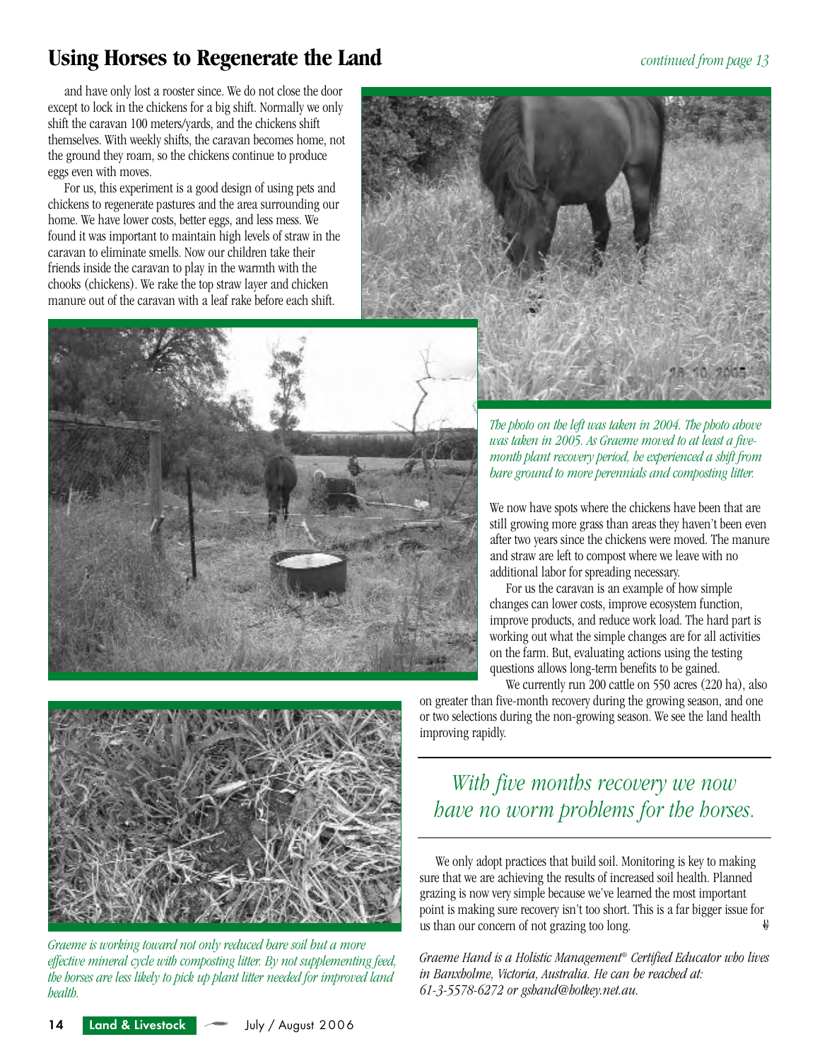# Using Horses to Regenerate the Land

*continued from page 13*

and have only lost a rooster since. We do not close the door except to lock in the chickens for a big shift. Normally we only shift the caravan 100 meters/yards, and the chickens shift themselves. With weekly shifts, the caravan becomes home, not the ground they roam, so the chickens continue to produce eggs even with moves.

For us, this experiment is a good design of using pets and chickens to regenerate pastures and the area surrounding our home. We have lower costs, better eggs, and less mess. We found it was important to maintain high levels of straw in the caravan to eliminate smells. Now our children take their friends inside the caravan to play in the warmth with the chooks (chickens). We rake the top straw layer and chicken manure out of the caravan with a leaf rake before each shift.

*The photo on the left was taken in 2004. The photo above was taken in 2005. As Graeme moved to at least a five-month plant recovery period, he experienced a shift from bare ground to more perennials and composting litter.*

We now have spots where the chickens have been that are still growing more grass than areas they haven't been even after two years since the chickens were moved. The manure and straw are left to compost where we leave with no additional labor for spreading necessary.

For us the caravan is an example of how simple changes can lower costs, improve ecosystem function, improve products, and reduce work load. The hard part is working out what the simple changes are for all activities on the farm. But, evaluating actions using the testing questions allows long-term benefits to be gained.

We currently run 200 cattle on 550 acres (220 ha), also on greater than five-month recovery during the growing season, and one or two selections during the non-growing season. We see the land health improving rapidly.

> *With five months recovery we now have no worm problems for the horses.*

We only adopt practices that build soil. Monitoring is key to making sure that we are achieving the results of increased soil health. Planned grazing is now very simple because we've learned the most important point is making sure recovery isn't too short. This is a far bigger issue for us than our concern of not grazing too long.

*Graeme is working toward not only reduced bare soil but a more effective mineral cycle with composting litter. By not supplementing feed, the horses are less likely to pick up plant litter needed for improved land health.*

*Graeme Hand is a Holistic Management® Certified Educator who lives in Banxholme, Victoria, Australia. He can be reached at: 61-3-5578-6272 or gshand@hotkey.net.au.*